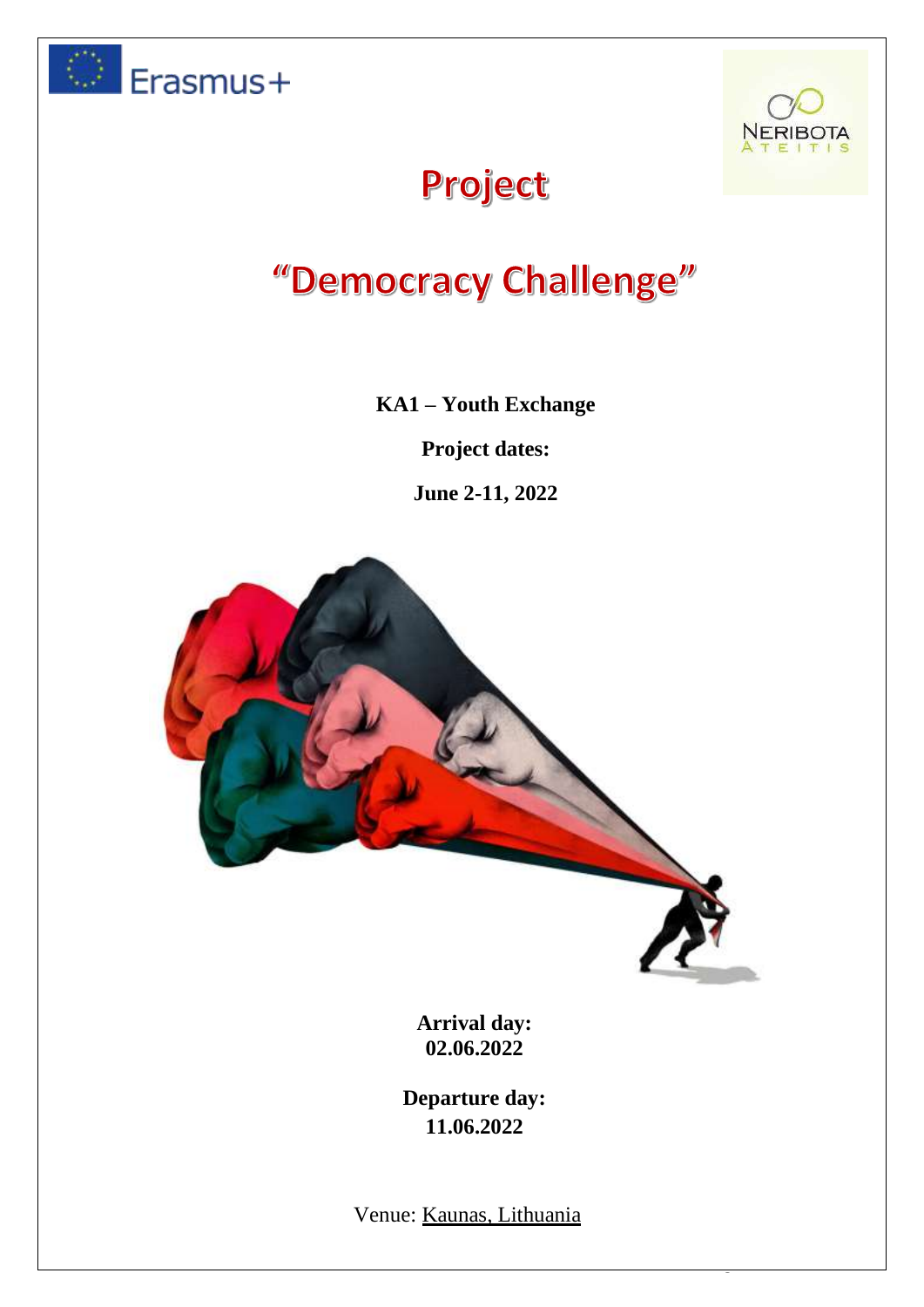Erasmus+

NERIBOTA ATEITIS

# Project

# "Democracy Challenge"

**KA1 – Youth Exchange**

**Project dates:**

**June 2-11, 2022**

**Arrival day:**
**02.06.2022**

**Departure day:**
**11.06.2022**

Venue: Kaunas, Lithuania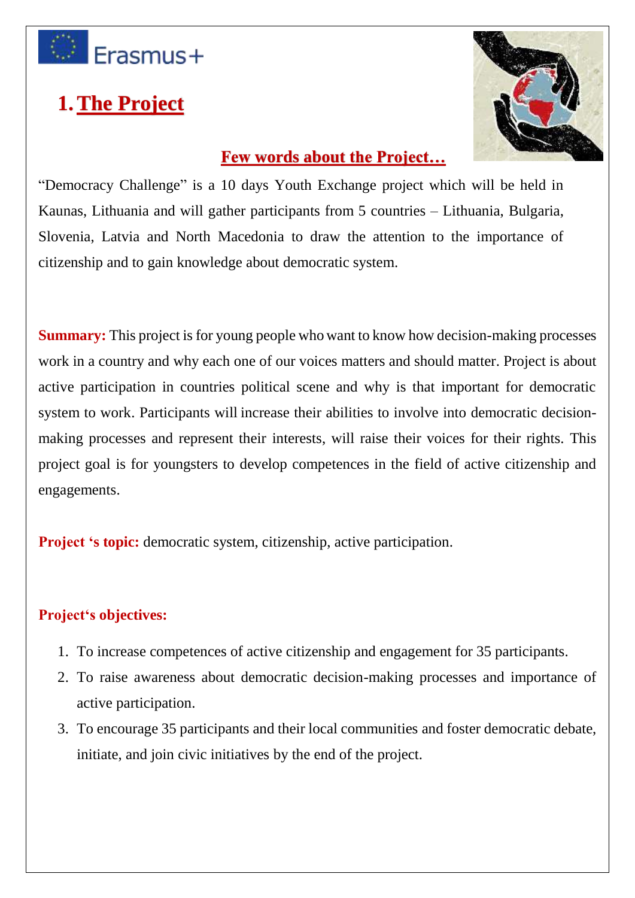Erasmus+

# 1. The Project

## Few words about the Project…

"Democracy Challenge" is a 10 days Youth Exchange project which will be held in Kaunas, Lithuania and will gather participants from 5 countries – Lithuania, Bulgaria, Slovenia, Latvia and North Macedonia to draw the attention to the importance of citizenship and to gain knowledge about democratic system.

**Summary:** This project is for young people who want to know how decision-making processes work in a country and why each one of our voices matters and should matter. Project is about active participation in countries political scene and why is that important for democratic system to work. Participants will increase their abilities to involve into democratic decision-making processes and represent their interests, will raise their voices for their rights. This project goal is for youngsters to develop competences in the field of active citizenship and engagements.

**Project 's topic:** democratic system, citizenship, active participation.

**Project's objectives:**

1. To increase competences of active citizenship and engagement for 35 participants.
2. To raise awareness about democratic decision-making processes and importance of active participation.
3. To encourage 35 participants and their local communities and foster democratic debate, initiate, and join civic initiatives by the end of the project.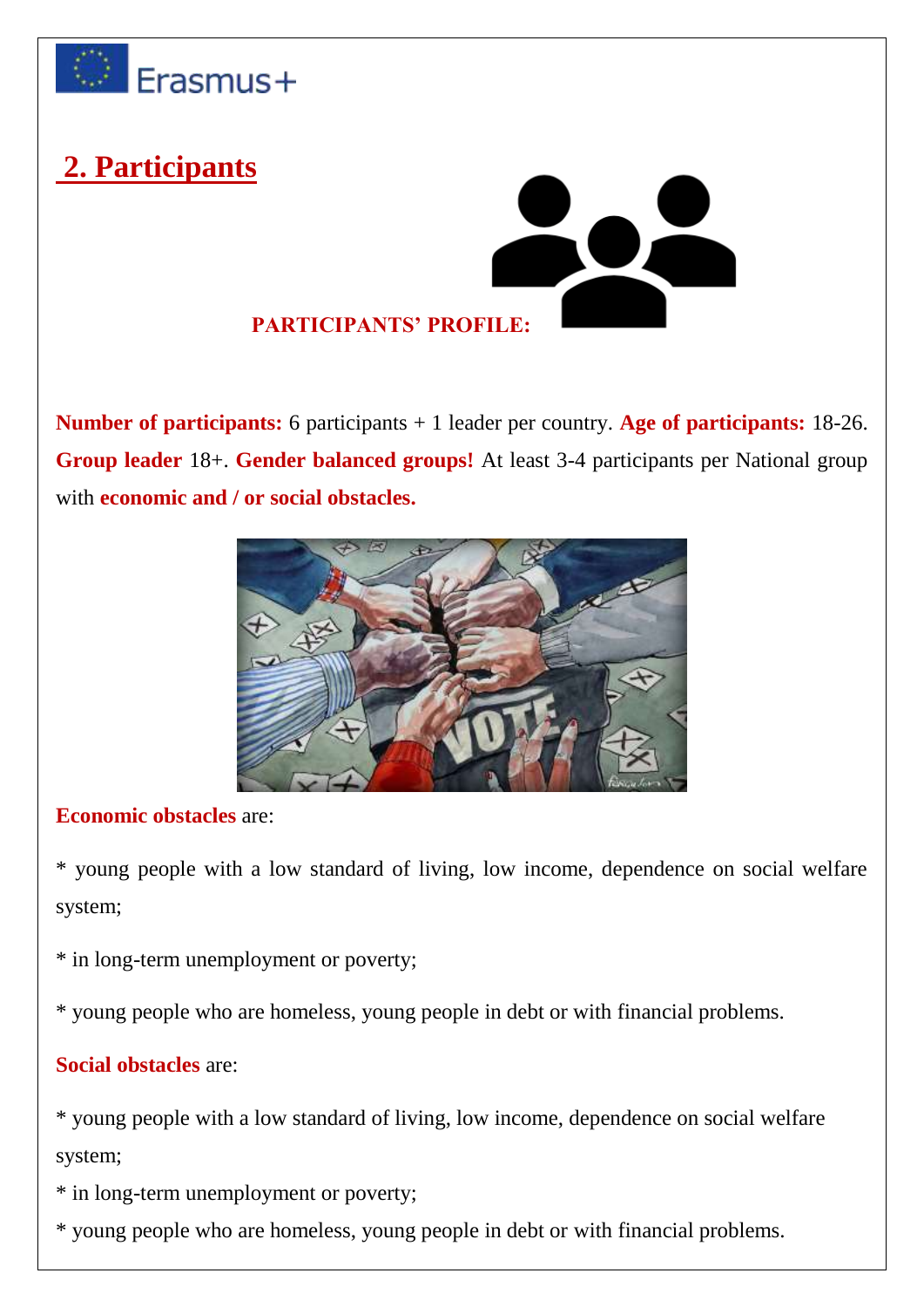## 2. Participants

**PARTICIPANTS' PROFILE:**

**Number of participants:** 6 participants + 1 leader per country. **Age of participants:** 18-26. **Group leader** 18+. **Gender balanced groups!** At least 3-4 participants per National group with **economic and / or social obstacles.**

**Economic obstacles** are:

* young people with a low standard of living, low income, dependence on social welfare system;

* in long-term unemployment or poverty;

* young people who are homeless, young people in debt or with financial problems.

**Social obstacles** are:

* young people with a low standard of living, low income, dependence on social welfare system;

* in long-term unemployment or poverty;

* young people who are homeless, young people in debt or with financial problems.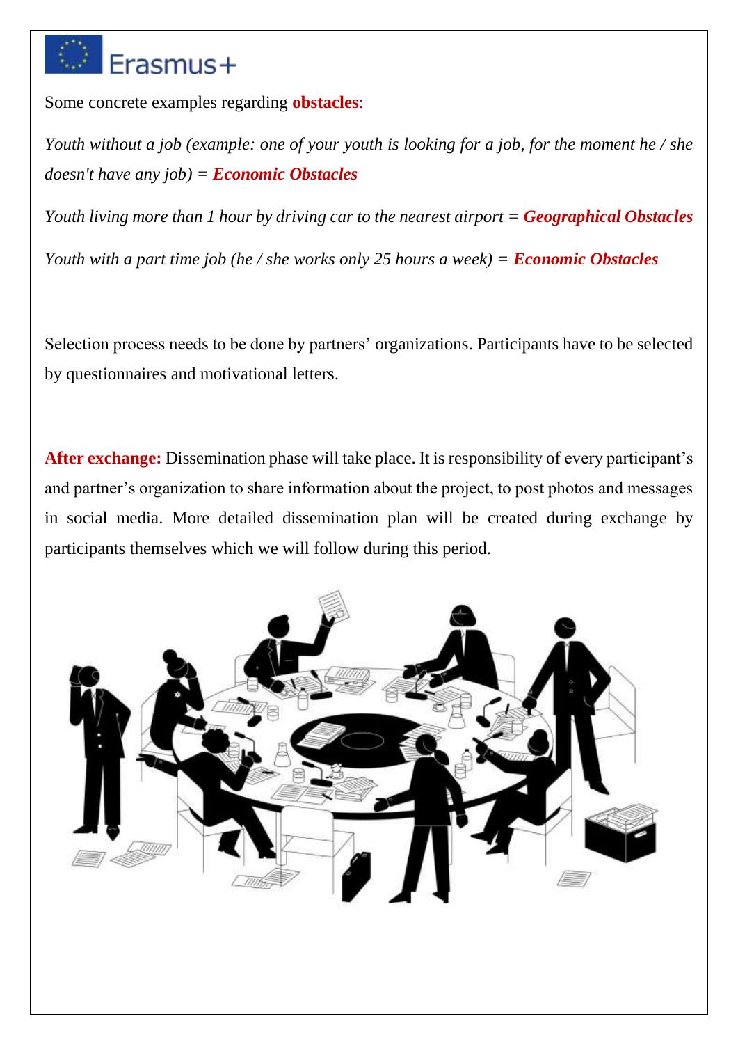Some concrete examples regarding **obstacles**:

*Youth without a job (example: one of your youth is looking for a job, for the moment he / she doesn't have any job) =* ***Economic Obstacles***

*Youth living more than 1 hour by driving car to the nearest airport =* ***Geographical Obstacles***

*Youth with a part time job (he / she works only 25 hours a week) =* ***Economic Obstacles***

Selection process needs to be done by partners' organizations. Participants have to be selected by questionnaires and motivational letters.

**After exchange:** Dissemination phase will take place. It is responsibility of every participant's and partner's organization to share information about the project, to post photos and messages in social media. More detailed dissemination plan will be created during exchange by participants themselves which we will follow during this period.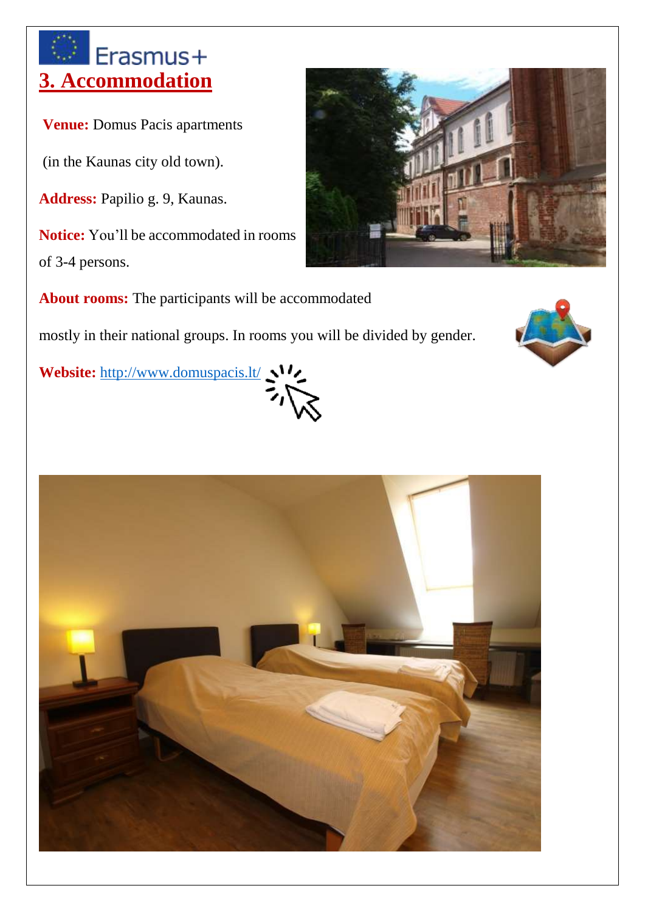Erasmus+

# 3. Accommodation

**Venue:** Domus Pacis apartments

(in the Kaunas city old town).

**Address:** Papilio g. 9, Kaunas.

**Notice:** You'll be accommodated in rooms of 3-4 persons.

**About rooms:** The participants will be accommodated mostly in their national groups. In rooms you will be divided by gender.

**Website:** http://www.domuspacis.lt/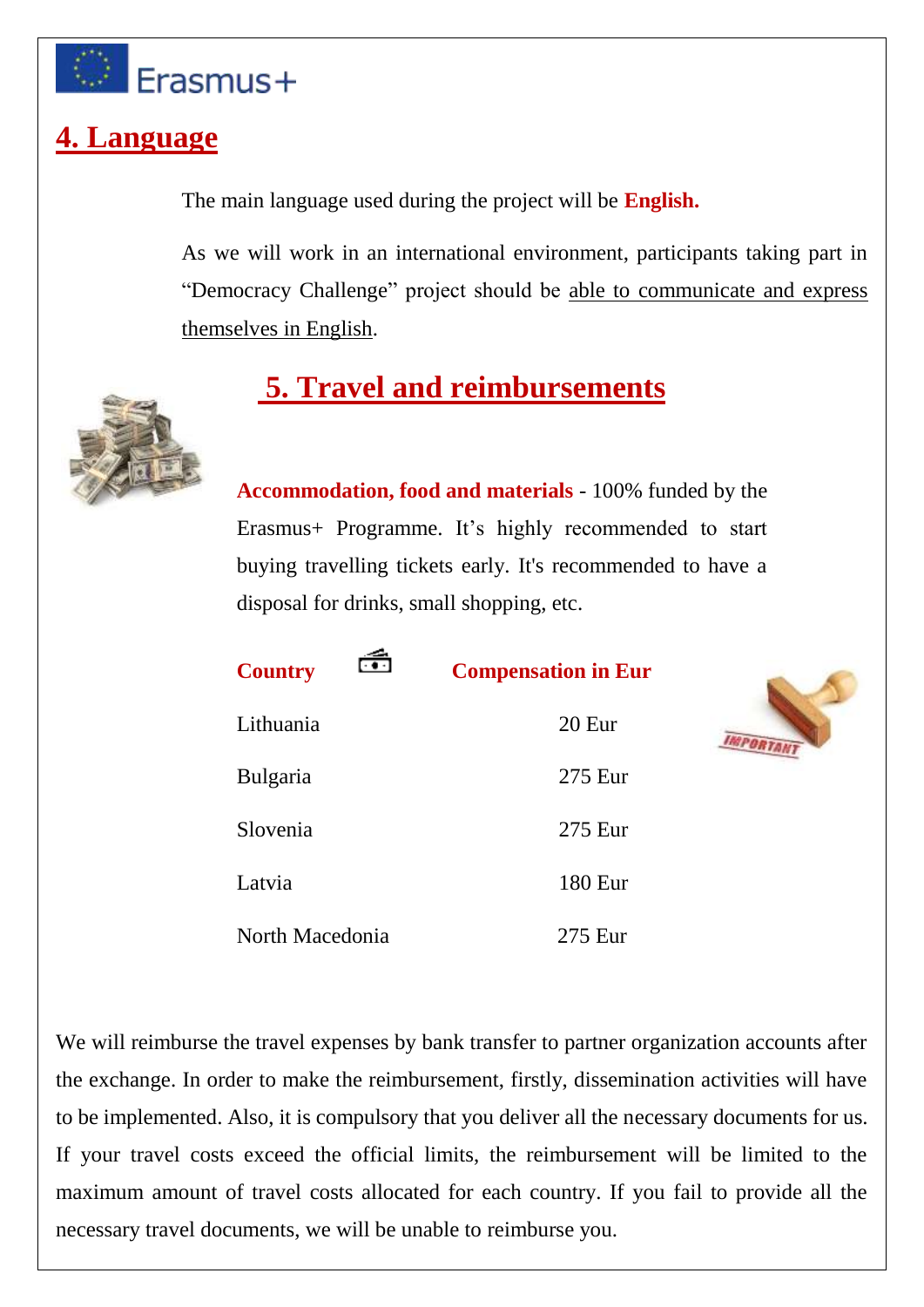## 4. Language

The main language used during the project will be **English.**

As we will work in an international environment, participants taking part in "Democracy Challenge" project should be able to communicate and express themselves in English.

## 5. Travel and reimbursements

**Accommodation, food and materials** - 100% funded by the Erasmus+ Programme. It's highly recommended to start buying travelling tickets early. It's recommended to have a disposal for drinks, small shopping, etc.

| Country | Compensation in Eur |
|---|---|
| Lithuania | 20 Eur |
| Bulgaria | 275 Eur |
| Slovenia | 275 Eur |
| Latvia | 180 Eur |
| North Macedonia | 275 Eur |

We will reimburse the travel expenses by bank transfer to partner organization accounts after the exchange. In order to make the reimbursement, firstly, dissemination activities will have to be implemented. Also, it is compulsory that you deliver all the necessary documents for us. If your travel costs exceed the official limits, the reimbursement will be limited to the maximum amount of travel costs allocated for each country. If you fail to provide all the necessary travel documents, we will be unable to reimburse you.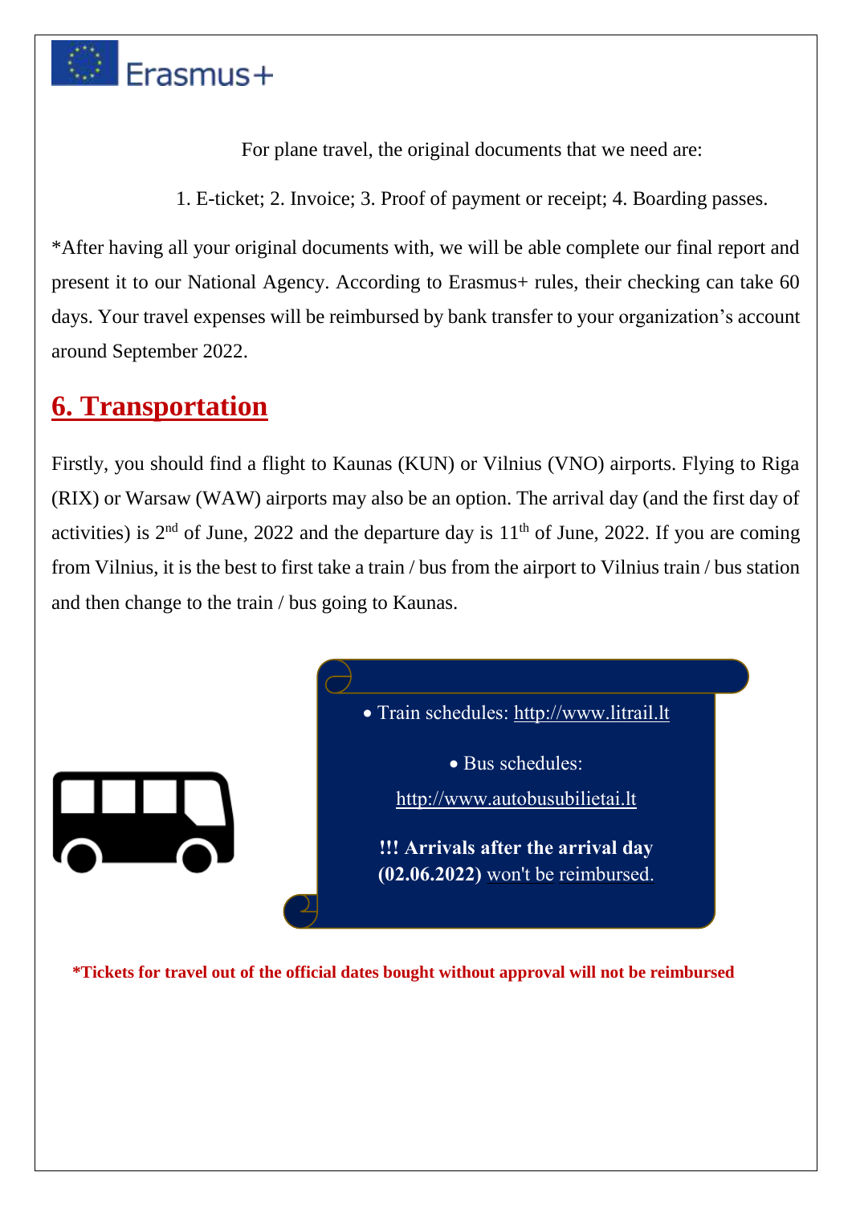For plane travel, the original documents that we need are:

1. E-ticket; 2. Invoice; 3. Proof of payment or receipt; 4. Boarding passes.

*After having all your original documents with, we will be able complete our final report and present it to our National Agency. According to Erasmus+ rules, their checking can take 60 days. Your travel expenses will be reimbursed by bank transfer to your organization's account around September 2022.

## 6. Transportation

Firstly, you should find a flight to Kaunas (KUN) or Vilnius (VNO) airports. Flying to Riga (RIX) or Warsaw (WAW) airports may also be an option. The arrival day (and the first day of activities) is 2nd of June, 2022 and the departure day is 11th of June, 2022. If you are coming from Vilnius, it is the best to first take a train / bus from the airport to Vilnius train / bus station and then change to the train / bus going to Kaunas.

- Train schedules: http://www.litrail.lt
- Bus schedules: http://www.autobusubilietai.lt

**!!! Arrivals after the arrival day (02.06.2022)** won't be reimbursed.

**\*Tickets for travel out of the official dates bought without approval will not be reimbursed**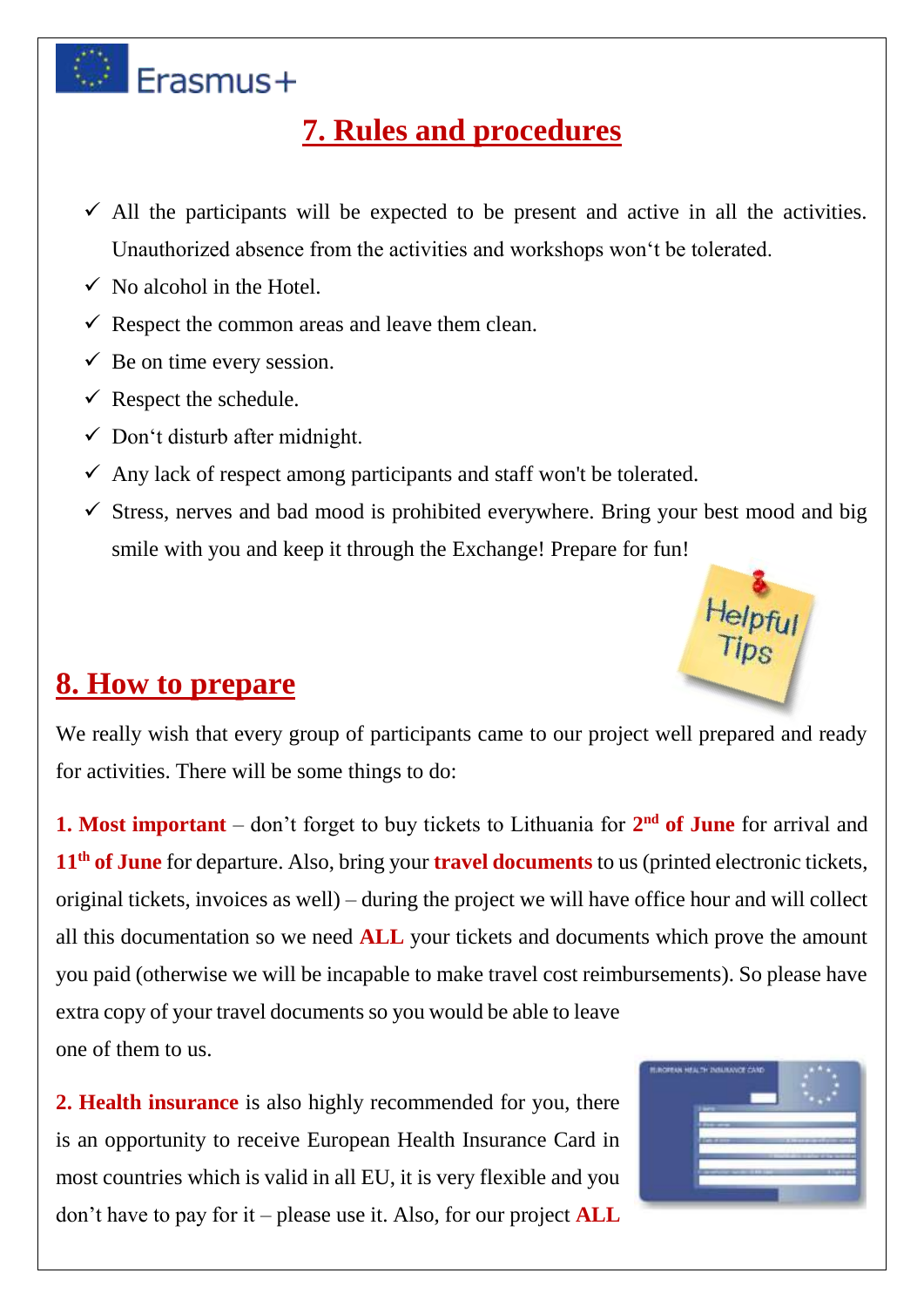## 7. Rules and procedures

- ✓ All the participants will be expected to be present and active in all the activities. Unauthorized absence from the activities and workshops won‘t be tolerated.
- ✓ No alcohol in the Hotel.
- ✓ Respect the common areas and leave them clean.
- ✓ Be on time every session.
- ✓ Respect the schedule.
- ✓ Don‘t disturb after midnight.
- ✓ Any lack of respect among participants and staff won't be tolerated.
- ✓ Stress, nerves and bad mood is prohibited everywhere. Bring your best mood and big smile with you and keep it through the Exchange! Prepare for fun!

## 8. How to prepare

We really wish that every group of participants came to our project well prepared and ready for activities. There will be some things to do:

**1. Most important** – don't forget to buy tickets to Lithuania for **2nd of June** for arrival and **11th of June** for departure. Also, bring your **travel documents** to us (printed electronic tickets, original tickets, invoices as well) – during the project we will have office hour and will collect all this documentation so we need **ALL** your tickets and documents which prove the amount you paid (otherwise we will be incapable to make travel cost reimbursements). So please have extra copy of your travel documents so you would be able to leave one of them to us.

**2. Health insurance** is also highly recommended for you, there is an opportunity to receive European Health Insurance Card in most countries which is valid in all EU, it is very flexible and you don't have to pay for it – please use it. Also, for our project **ALL**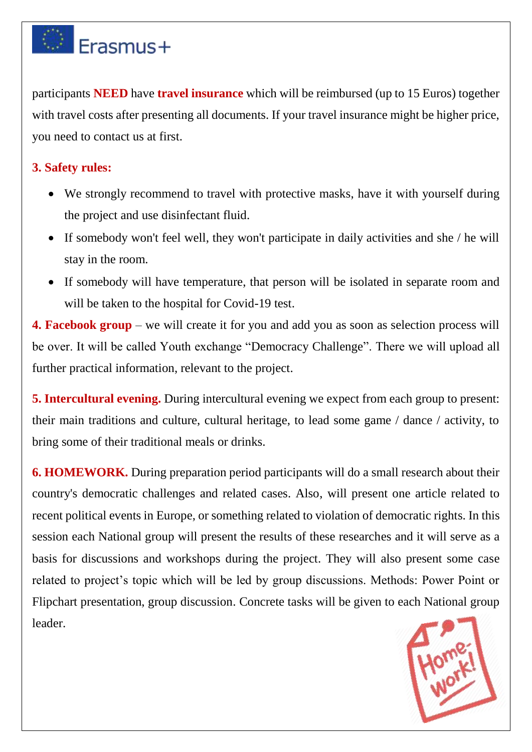participants **NEED** have **travel insurance** which will be reimbursed (up to 15 Euros) together with travel costs after presenting all documents. If your travel insurance might be higher price, you need to contact us at first.

**3. Safety rules:**

- We strongly recommend to travel with protective masks, have it with yourself during the project and use disinfectant fluid.
- If somebody won't feel well, they won't participate in daily activities and she / he will stay in the room.
- If somebody will have temperature, that person will be isolated in separate room and will be taken to the hospital for Covid-19 test.

**4. Facebook group** – we will create it for you and add you as soon as selection process will be over. It will be called Youth exchange "Democracy Challenge". There we will upload all further practical information, relevant to the project.

**5. Intercultural evening.** During intercultural evening we expect from each group to present: their main traditions and culture, cultural heritage, to lead some game / dance / activity, to bring some of their traditional meals or drinks.

**6. HOMEWORK.** During preparation period participants will do a small research about their country's democratic challenges and related cases. Also, will present one article related to recent political events in Europe, or something related to violation of democratic rights. In this session each National group will present the results of these researches and it will serve as a basis for discussions and workshops during the project. They will also present some case related to project's topic which will be led by group discussions. Methods: Power Point or Flipchart presentation, group discussion. Concrete tasks will be given to each National group leader.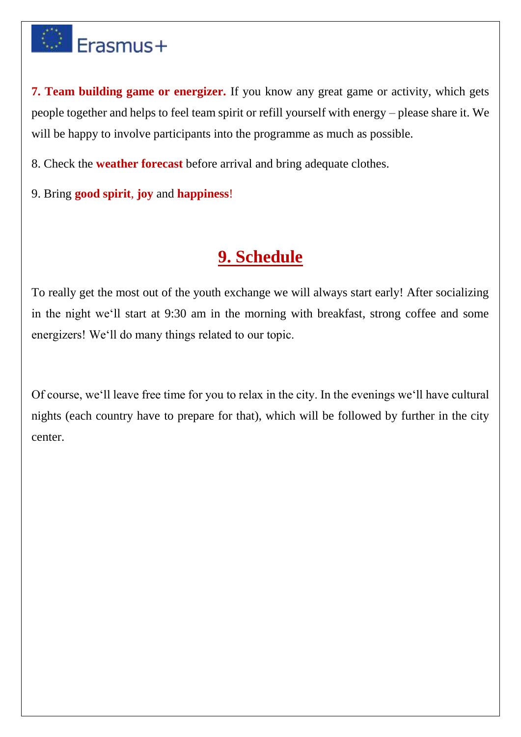**7. Team building game or energizer.** If you know any great game or activity, which gets people together and helps to feel team spirit or refill yourself with energy – please share it. We will be happy to involve participants into the programme as much as possible.

8. Check the **weather forecast** before arrival and bring adequate clothes.

9. Bring **good spirit**, **joy** and **happiness**!

## 9. Schedule

To really get the most out of the youth exchange we will always start early! After socializing in the night we'll start at 9:30 am in the morning with breakfast, strong coffee and some energizers! We'll do many things related to our topic.

Of course, we'll leave free time for you to relax in the city. In the evenings we'll have cultural nights (each country have to prepare for that), which will be followed by further in the city center.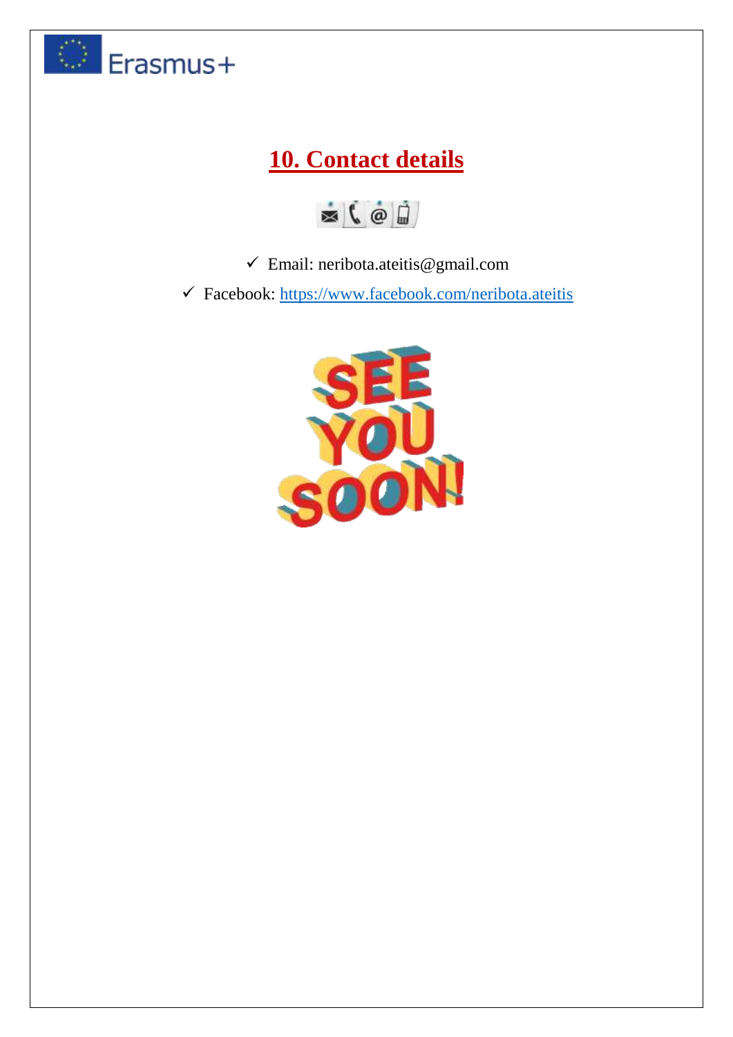## 10. Contact details

- ✓ Email: neribota.ateitis@gmail.com
- ✓ Facebook: [https://www.facebook.com/neribota.ateitis](https://www.facebook.com/neribota.ateitis)